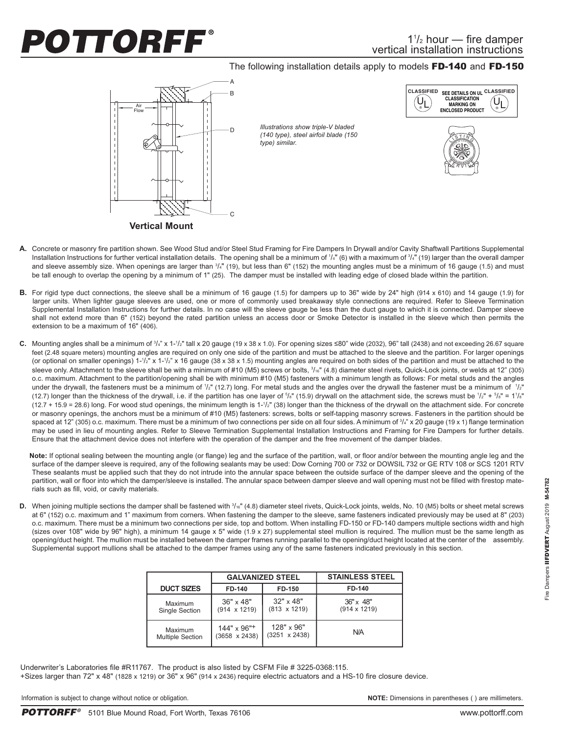# POTTORFF®

## 1½ hour — fire damper vertical installation instructions

The following installation details apply to models **FD-140** and **FD-150**

*Illustrations show triple-V bladed (140 type), steel airfoil blade (150 type) similar.*

**Vertical Mount**

**A.** Concrete or masonry fire partition shown. See Wood Stud and/or Steel Stud Framing for Fire Dampers In Drywall and/or Cavity Shaftwall Partitions Supplemental Installation Instructions for further vertical installation details. The opening shall be a minimum of 1/4" (6) with a maximum of 3/4" (19) larger than the overall damper and sleeve assembly size. When openings are larger than 3/4" (19), but less than 6" (152) the mounting angles must be a minimum of 16 gauge (1.5) and must be tall enough to overlap the opening by a minimum of 1" (25). The damper must be installed with leading edge of closed blade within the partition.

**B.** For rigid type duct connections, the sleeve shall be a minimum of 16 gauge (1.5) for dampers up to 36" wide by 24" high (914 x 610) and 14 gauge (1.9) for larger units. When lighter gauge sleeves are used, one or more of commonly used breakaway style connections are required. Refer to Sleeve Termination Supplemental Installation Instructions for further details. In no case will the sleeve gauge be less than the duct gauge to which it is connected. Damper sleeve shall not extend more than 6" (152) beyond the rated partition unless an access door or Smoke Detector is installed in the sleeve which then permits the extension to be a maximum of 16" (406).

**C.** Mounting angles shall be a minimum of 3/4" x 1-1/2" tall x 20 gauge (19 x 38 x 1.0). For opening sizes ≤80" wide (2032), 96" tall (2438) and not exceeding 26.67 square feet (2.48 square meters) mounting angles are required on only one side of the partition and must be attached to the sleeve and the partition. For larger openings (or optional on smaller openings) 1-1/2" x 1-1/2" x 16 gauge (38 x 38 x 1.5) mounting angles are required on both sides of the partition and must be attached to the sleeve only. Attachment to the sleeve shall be with a minimum of #10 (M5) screws or bolts, 3/16" (4.8) diameter steel rivets, Quick-Lock joints, or welds at 12" (305) o.c. maximum. Attachment to the partition/opening shall be with minimum #10 (M5) fasteners with a minimum length as follows: For metal studs and the angles under the drywall, the fasteners must be a minimum of 1/2" (12.7) long. For metal studs and the angles over the drywall the fastener must be a minimum of 1/2" (12.7) longer than the thickness of the drywall, i.e. if the partition has one layer of 5/8" (15.9) drywall on the attachment side, the screws must be 1/2" + 5/8" = 1 1/8" (12.7 + 15.9 = 28.6) long. For wood stud openings, the minimum length is 1-1/2" (38) longer than the thickness of the drywall on the attachment side. For concrete or masonry openings, the anchors must be a minimum of #10 (M5) fasteners: screws, bolts or self-tapping masonry screws. Fasteners in the partition should be spaced at 12" (305) o.c. maximum. There must be a minimum of two connections per side on all four sides. A minimum of 3/4" x 20 gauge (19 x 1) flange termination may be used in lieu of mounting angles. Refer to Sleeve Termination Supplemental Installation Instructions and Framing for Fire Dampers for further details. Ensure that the attachment device does not interfere with the operation of the damper and the free movement of the damper blades.

**Note:** If optional sealing between the mounting angle (or flange) leg and the surface of the partition, wall, or floor and/or between the mounting angle leg and the surface of the damper sleeve is required, any of the following sealants may be used: Dow Corning 700 or 732 or DOWSIL 732 or GE RTV 108 or SCS 1201 RTV These sealants must be applied such that they do not intrude into the annular space between the outside surface of the damper sleeve and the opening of the partition, wall or floor into which the damper/sleeve is installed. The annular space between damper sleeve and wall opening must not be filled with firestop materials such as fill, void, or cavity materials.

**D.** When joining multiple sections the damper shall be fastened with 3/16" (4.8) diameter steel rivets, Quick-Lock joints, welds, No. 10 (M5) bolts or sheet metal screws at 6" (152) o.c. maximum and 1" maximum from corners. When fastening the damper to the sleeve, same fasteners indicated previously may be used at 8" (203) o.c. maximum. There must be a minimum two connections per side, top and bottom. When installing FD-150 or FD-140 dampers multiple sections width and high (sizes over 108" wide by 96" high), a minimum 14 gauge x 5" wide (1.9 x 27) supplemental steel mullion is required. The mullion must be the same length as opening/duct height. The mullion must be installed between the damper frames running parallel to the opening/duct height located at the center of the assembly. Supplemental support mullions shall be attached to the damper frames using any of the same fasteners indicated previously in this section.

| | GALVANIZED STEEL | | STAINLESS STEEL |
|---|---|---|---|
| **DUCT SIZES** | **FD-140** | **FD-150** | **FD-140** |
| Maximum Single Section | 36" x 48" (914 x 1219) | 32" x 48" (813 x 1219) | 36" x 48" (914 x 1219) |
| Maximum Multiple Section | 144" x 96"+ (3658 x 2438) | 128" x 96" (3251 x 2438) | N/A |

Underwriter's Laboratories file #R11767. The product is also listed by CSFM File # 3225-0368:115.
+Sizes larger than 72" x 48" (1828 x 1219) or 36" x 96" (914 x 2436) require electric actuators and a HS-10 fire closure device.

Information is subject to change without notice or obligation.

**NOTE:** Dimensions in parentheses ( ) are millimeters.

**POTTORFF®** 5101 Blue Mound Road, Fort Worth, Texas 76106 www.pottorff.com

Fire Dampers **IIFDVERT** August 2019 **M-54782**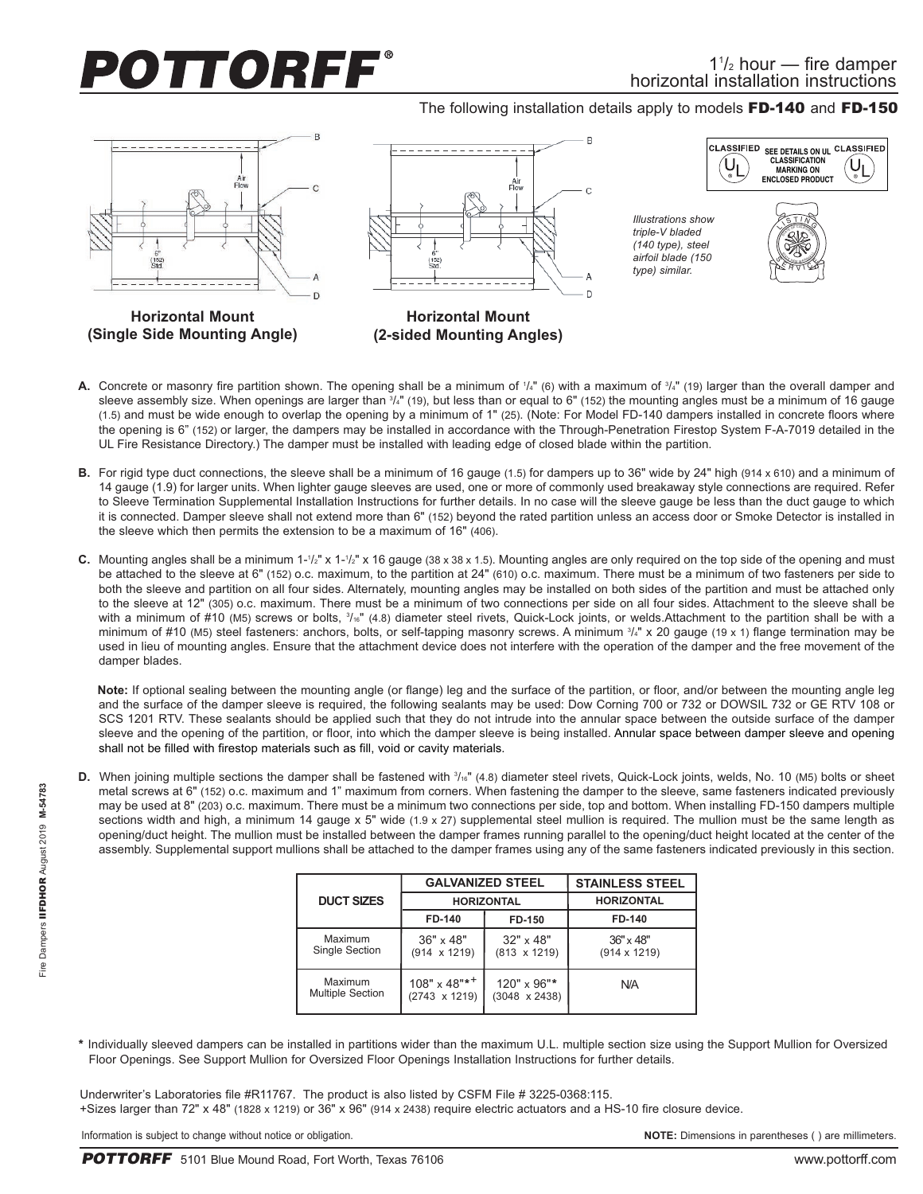# POTTORFF®

1½ hour — fire damper horizontal installation instructions

The following installation details apply to models **FD-140** and **FD-150**

B
Air Flow
C
6" (152) Std.
A
D

**Horizontal Mount (Single Side Mounting Angle)**

B
Air Flow
C
6" (152) Std.
A
D

**Horizontal Mount (2-sided Mounting Angles)**

CLASSIFIED SEE DETAILS ON UL CLASSIFICATION MARKING ON ENCLOSED PRODUCT CLASSIFIED

*Illustrations show triple-V bladed (140 type), steel airfoil blade (150 type) similar.*

**A.** Concrete or masonry fire partition shown. The opening shall be a minimum of 1/4" (6) with a maximum of 3/4" (19) larger than the overall damper and sleeve assembly size. When openings are larger than 3/4" (19), but less than or equal to 6" (152) the mounting angles must be a minimum of 16 gauge (1.5) and must be wide enough to overlap the opening by a minimum of 1" (25). (Note: For Model FD-140 dampers installed in concrete floors where the opening is 6" (152) or larger, the dampers may be installed in accordance with the Through-Penetration Firestop System F-A-7019 detailed in the UL Fire Resistance Directory.) The damper must be installed with leading edge of closed blade within the partition.

**B.** For rigid type duct connections, the sleeve shall be a minimum of 16 gauge (1.5) for dampers up to 36" wide by 24" high (914 x 610) and a minimum of 14 gauge (1.9) for larger units. When lighter gauge sleeves are used, one or more of commonly used breakaway style connections are required. Refer to Sleeve Termination Supplemental Installation Instructions for further details. In no case will the sleeve gauge be less than the duct gauge to which it is connected. Damper sleeve shall not extend more than 6" (152) beyond the rated partition unless an access door or Smoke Detector is installed in the sleeve which then permits the extension to be a maximum of 16" (406).

**C.** Mounting angles shall be a minimum 1-1/2" x 1-1/2" x 16 gauge (38 x 38 x 1.5). Mounting angles are only required on the top side of the opening and must be attached to the sleeve at 6" (152) o.c. maximum, to the partition at 24" (610) o.c. maximum. There must be a minimum of two fasteners per side to both the sleeve and partition on all four sides. Alternately, mounting angles may be installed on both sides of the partition and must be attached only to the sleeve at 12" (305) o.c. maximum. There must be a minimum of two connections per side on all four sides. Attachment to the sleeve shall be with a minimum of #10 (M5) screws or bolts, 3/16" (4.8) diameter steel rivets, Quick-Lock joints, or welds.Attachment to the partition shall be with a minimum of #10 (M5) steel fasteners: anchors, bolts, or self-tapping masonry screws. A minimum 3/4" x 20 gauge (19 x 1) flange termination may be used in lieu of mounting angles. Ensure that the attachment device does not interfere with the operation of the damper and the free movement of the damper blades.

**Note:** If optional sealing between the mounting angle (or flange) leg and the surface of the partition, or floor, and/or between the mounting angle leg and the surface of the damper sleeve is required, the following sealants may be used: Dow Corning 700 or 732 or DOWSIL 732 or GE RTV 108 or SCS 1201 RTV. These sealants should be applied such that they do not intrude into the annular space between the outside surface of the damper sleeve and the opening of the partition, or floor, into which the damper sleeve is being installed. Annular space between damper sleeve and opening shall not be filled with firestop materials such as fill, void or cavity materials.

**D.** When joining multiple sections the damper shall be fastened with 3/16" (4.8) diameter steel rivets, Quick-Lock joints, welds, No. 10 (M5) bolts or sheet metal screws at 6" (152) o.c. maximum and 1" maximum from corners. When fastening the damper to the sleeve, same fasteners indicated previously may be used at 8" (203) o.c. maximum. There must be a minimum two connections per side, top and bottom. When installing FD-150 dampers multiple sections width and high, a minimum 14 gauge x 5" wide (1.9 x 27) supplemental steel mullion is required. The mullion must be the same length as opening/duct height. The mullion must be installed between the damper frames running parallel to the opening/duct height located at the center of the assembly. Supplemental support mullions shall be attached to the damper frames using any of the same fasteners indicated previously in this section.

| DUCT SIZES | GALVANIZED STEEL | | STAINLESS STEEL |
|---|---|---|---|
| | HORIZONTAL | | HORIZONTAL |
| | FD-140 | FD-150 | FD-140 |
| Maximum Single Section | 36" x 48" (914 x 1219) | 32" x 48" (813 x 1219) | 36" x 48" (914 x 1219) |
| Maximum Multiple Section | 108" x 48"*+ (2743 x 1219) | 120" x 96"* (3048 x 2438) | N/A |

\* Individually sleeved dampers can be installed in partitions wider than the maximum U.L. multiple section size using the Support Mullion for Oversized Floor Openings. See Support Mullion for Oversized Floor Openings Installation Instructions for further details.

Underwriter's Laboratories file #R11767. The product is also listed by CSFM File # 3225-0368:115.
+Sizes larger than 72" x 48" (1828 x 1219) or 36" x 96" (914 x 2438) require electric actuators and a HS-10 fire closure device.

Information is subject to change without notice or obligation.

**NOTE:** Dimensions in parentheses ( ) are millimeters.

Fire Dampers **IIFDHOR** August 2019 **M-54783**

**POTTORFF** 5101 Blue Mound Road, Fort Worth, Texas 76106 www.pottorff.com